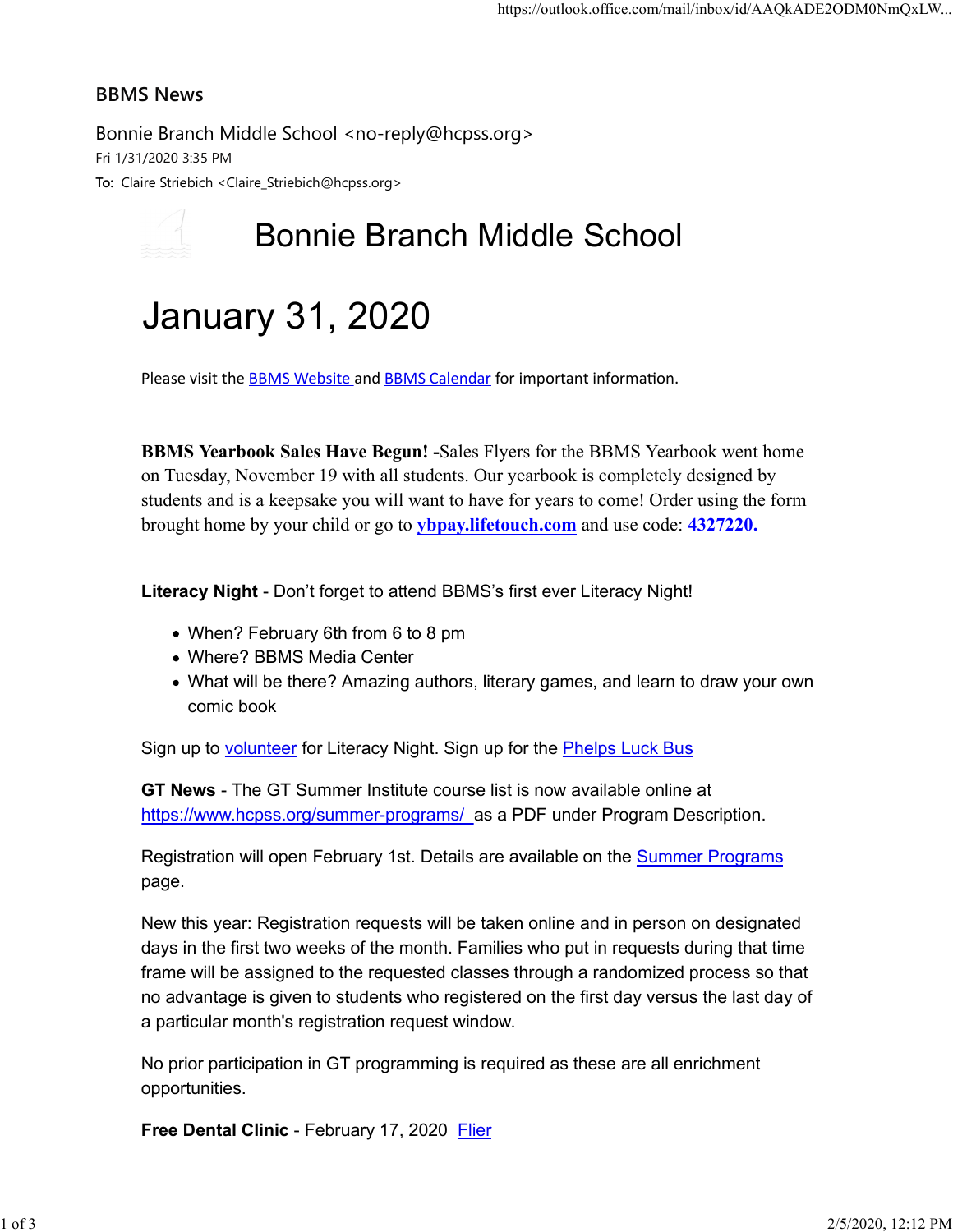## BBMS News

Bonnie Branch Middle School <no-reply@hcpss.org>
Fri 1/31/2020 3:35 PM
**To:** Claire Striebich <Claire_Striebich@hcpss.org>

# Bonnie Branch Middle School

# January 31, 2020

Please visit the [BBMS Website](#) and [BBMS Calendar](#) for important information.

**BBMS Yearbook Sales Have Begun! -**Sales Flyers for the BBMS Yearbook went home on Tuesday, November 19 with all students. Our yearbook is completely designed by students and is a keepsake you will want to have for years to come! Order using the form brought home by your child or go to **ybpay.lifetouch.com** and use code: **4327220.**

**Literacy Night** - Don't forget to attend BBMS's first ever Literacy Night!

- When? February 6th from 6 to 8 pm
- Where? BBMS Media Center
- What will be there? Amazing authors, literary games, and learn to draw your own comic book

Sign up to volunteer for Literacy Night. Sign up for the Phelps Luck Bus

**GT News** - The GT Summer Institute course list is now available online at https://www.hcpss.org/summer-programs/ as a PDF under Program Description.

Registration will open February 1st. Details are available on the Summer Programs page.

New this year: Registration requests will be taken online and in person on designated days in the first two weeks of the month. Families who put in requests during that time frame will be assigned to the requested classes through a randomized process so that no advantage is given to students who registered on the first day versus the last day of a particular month's registration request window.

No prior participation in GT programming is required as these are all enrichment opportunities.

**Free Dental Clinic** - February 17, 2020 Flier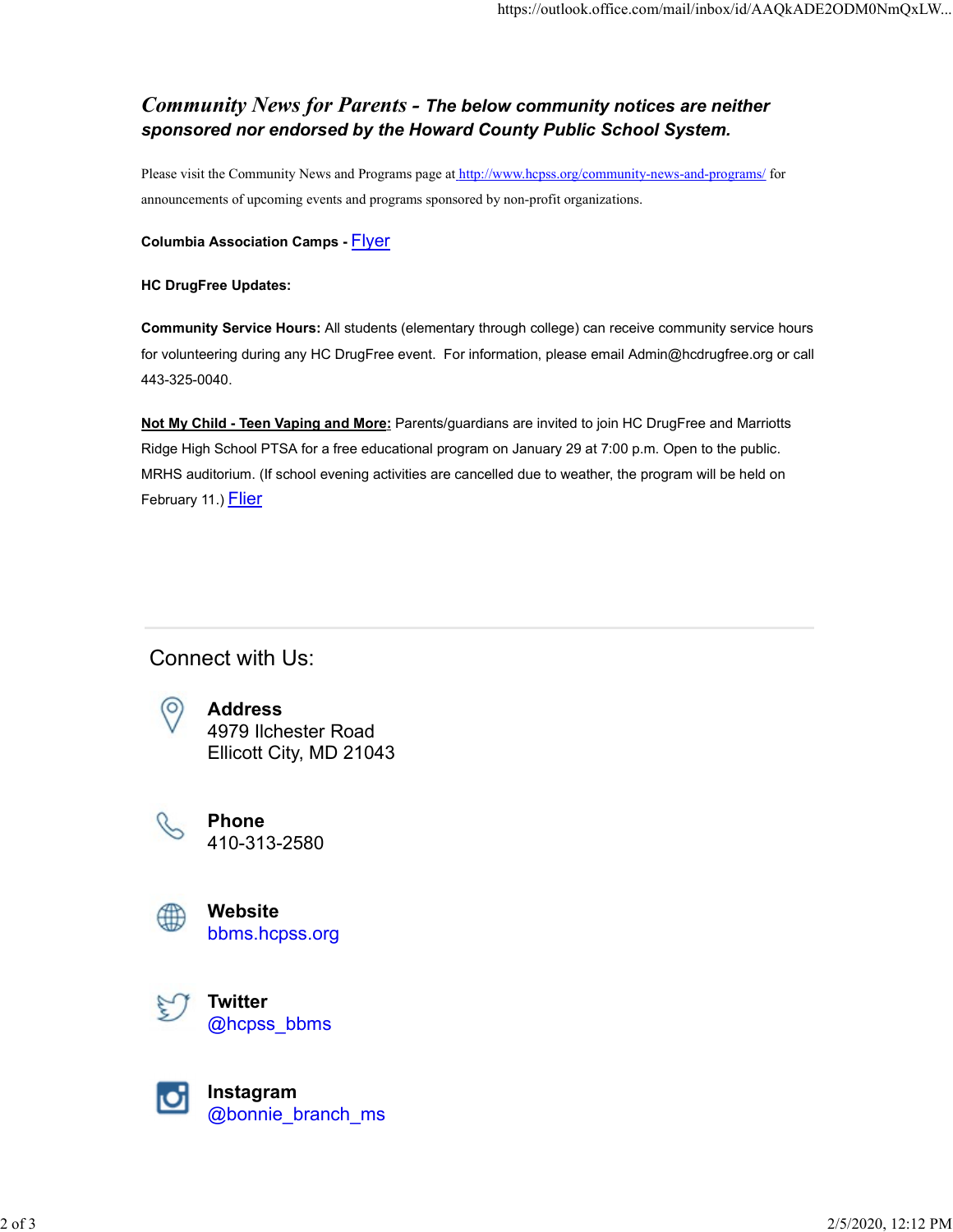## *Community News for Parents* - *The below community notices are neither sponsored nor endorsed by the Howard County Public School System.*

Please visit the Community News and Programs page at http://www.hcpss.org/community-news-and-programs/ for announcements of upcoming events and programs sponsored by non-profit organizations.

**Columbia Association Camps** - Flyer

**HC DrugFree Updates:**

**Community Service Hours:** All students (elementary through college) can receive community service hours for volunteering during any HC DrugFree event. For information, please email Admin@hcdrugfree.org or call 443-325-0040.

**Not My Child - Teen Vaping and More:** Parents/guardians are invited to join HC DrugFree and Marriotts Ridge High School PTSA for a free educational program on January 29 at 7:00 p.m. Open to the public. MRHS auditorium. (If school evening activities are cancelled due to weather, the program will be held on February 11.) Flier

---

## Connect with Us:

**Address**
4979 Ilchester Road
Ellicott City, MD 21043

**Phone**
410-313-2580

**Website**
bbms.hcpss.org

**Twitter**
@hcpss_bbms

**Instagram**
@bonnie_branch_ms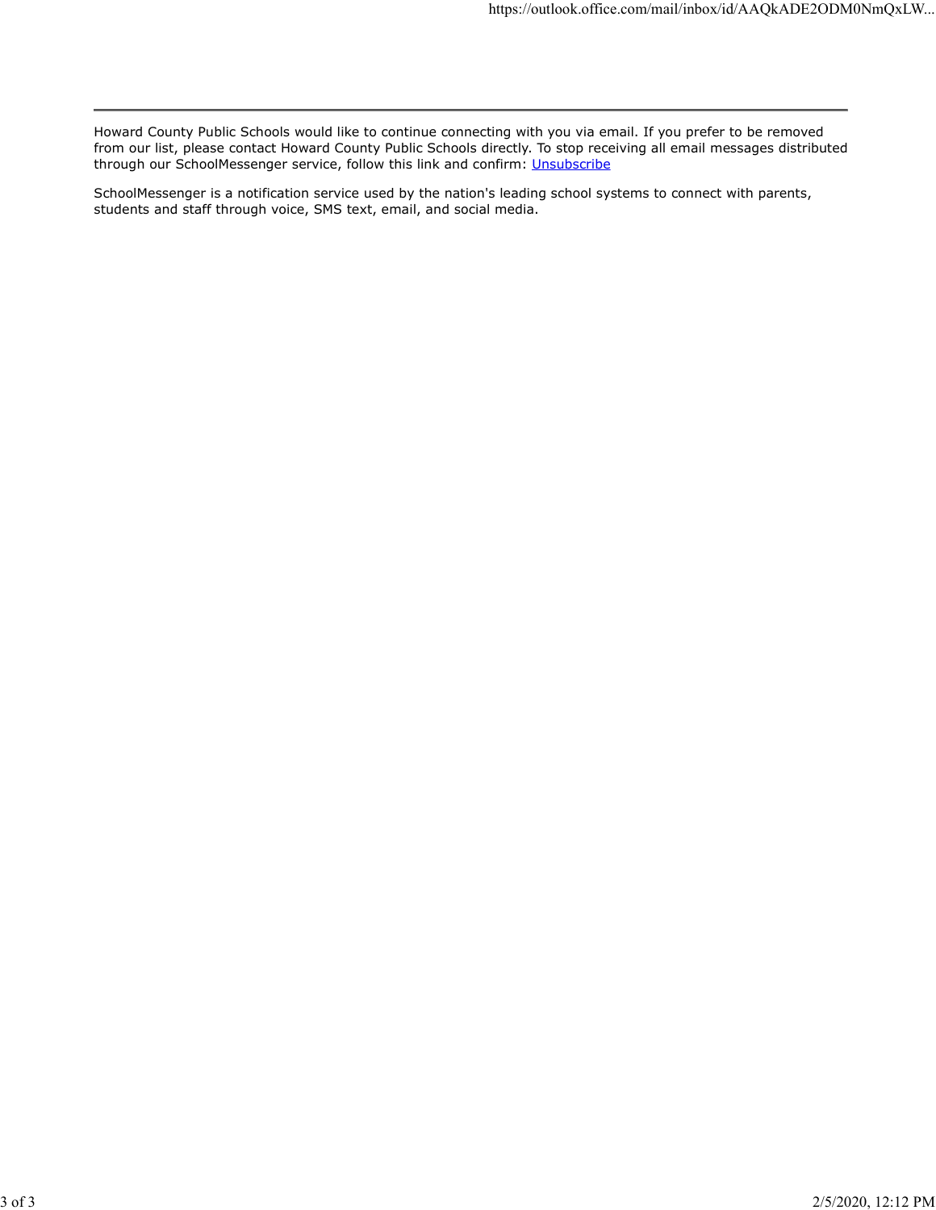---

Howard County Public Schools would like to continue connecting with you via email. If you prefer to be removed from our list, please contact Howard County Public Schools directly. To stop receiving all email messages distributed through our SchoolMessenger service, follow this link and confirm: Unsubscribe

SchoolMessenger is a notification service used by the nation's leading school systems to connect with parents, students and staff through voice, SMS text, email, and social media.